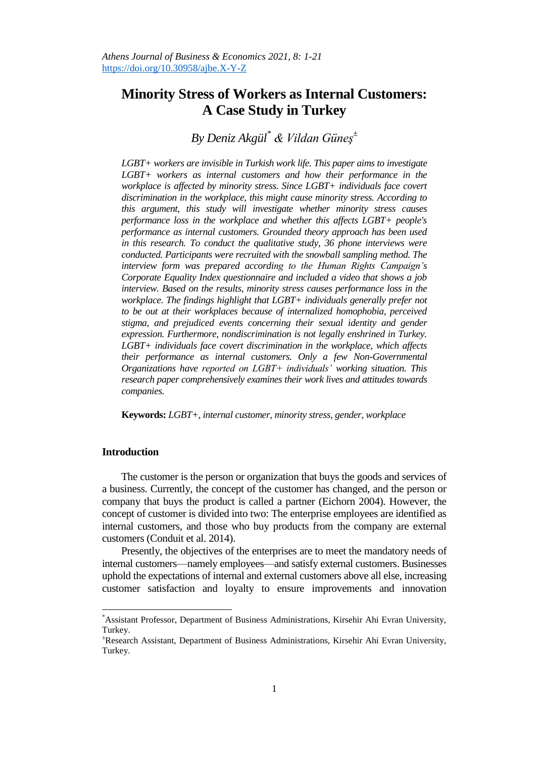# Minority Stress of Workers as Internal Customers: A Case Study in Turkey

*By Deniz Akgül[\*] & Vildan Güneş[±]*

*LGBT+ workers are invisible in Turkish work life. This paper aims to investigate LGBT+ workers as internal customers and how their performance in the workplace is affected by minority stress. Since LGBT+ individuals face covert discrimination in the workplace, this might cause minority stress. According to this argument, this study will investigate whether minority stress causes performance loss in the workplace and whether this affects LGBT+ people's performance as internal customers. Grounded theory approach has been used in this research. To conduct the qualitative study, 36 phone interviews were conducted. Participants were recruited with the snowball sampling method. The interview form was prepared according to the Human Rights Campaign's Corporate Equality Index questionnaire and included a video that shows a job interview. Based on the results, minority stress causes performance loss in the workplace. The findings highlight that LGBT+ individuals generally prefer not to be out at their workplaces because of internalized homophobia, perceived stigma, and prejudiced events concerning their sexual identity and gender expression. Furthermore, nondiscrimination is not legally enshrined in Turkey. LGBT+ individuals face covert discrimination in the workplace, which affects their performance as internal customers. Only a few Non-Governmental Organizations have reported on LGBT+ individuals' working situation. This research paper comprehensively examines their work lives and attitudes towards companies.*

**Keywords:** *LGBT+, internal customer, minority stress, gender, workplace*

## Introduction

The customer is the person or organization that buys the goods and services of a business. Currently, the concept of the customer has changed, and the person or company that buys the product is called a partner (Eichorn 2004). However, the concept of customer is divided into two: The enterprise employees are identified as internal customers, and those who buy products from the company are external customers (Conduit et al. 2014).

Presently, the objectives of the enterprises are to meet the mandatory needs of internal customers—namely employees—and satisfy external customers. Businesses uphold the expectations of internal and external customers above all else, increasing customer satisfaction and loyalty to ensure improvements and innovation

---

[\*] Assistant Professor, Department of Business Administrations, Kirsehir Ahi Evran University, Turkey.

[±] Research Assistant, Department of Business Administrations, Kirsehir Ahi Evran University, Turkey.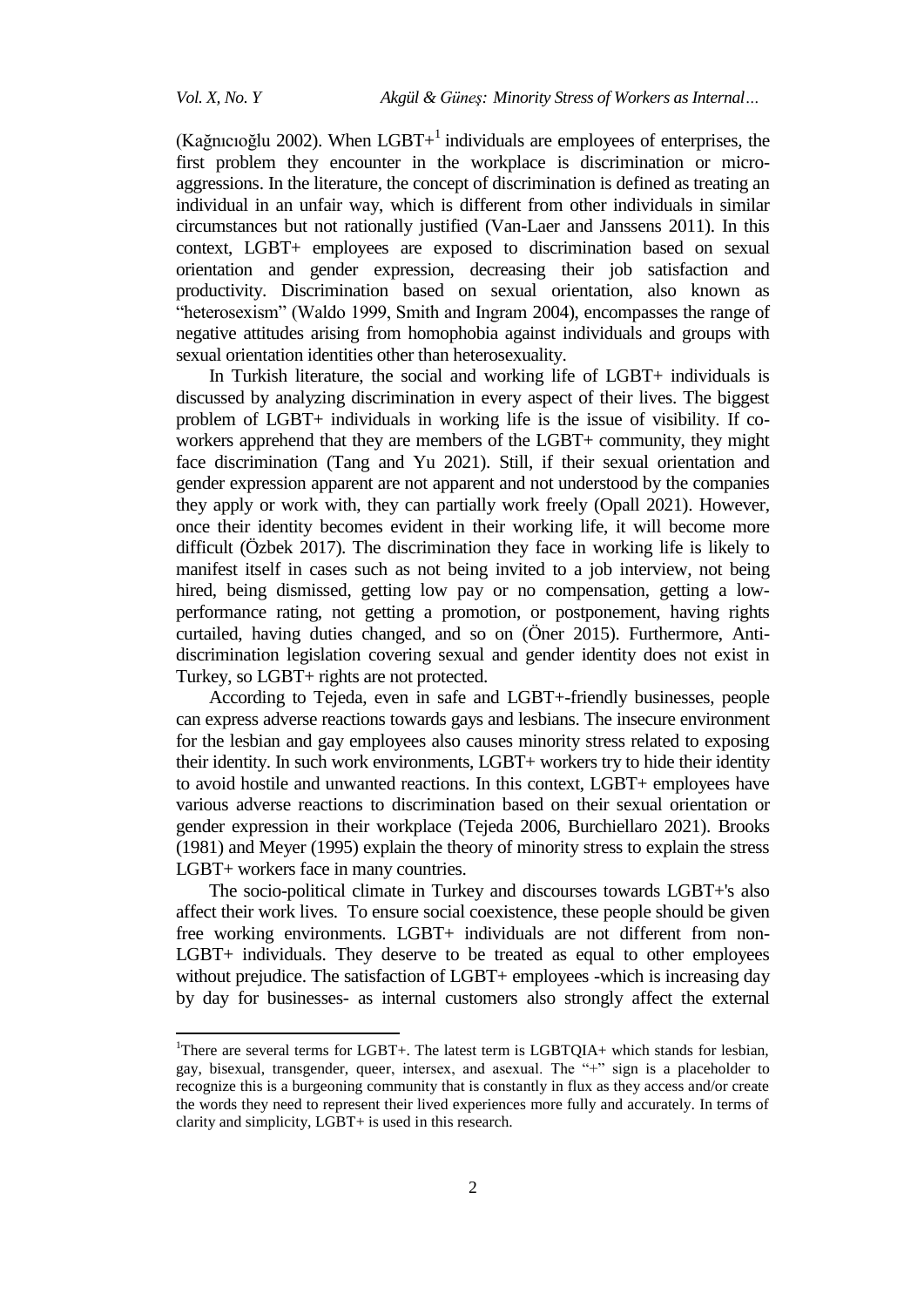(Kağnıcıoğlu 2002). When LGBT+[1] individuals are employees of enterprises, the first problem they encounter in the workplace is discrimination or micro-aggressions. In the literature, the concept of discrimination is defined as treating an individual in an unfair way, which is different from other individuals in similar circumstances but not rationally justified (Van-Laer and Janssens 2011). In this context, LGBT+ employees are exposed to discrimination based on sexual orientation and gender expression, decreasing their job satisfaction and productivity. Discrimination based on sexual orientation, also known as "heterosexism" (Waldo 1999, Smith and Ingram 2004), encompasses the range of negative attitudes arising from homophobia against individuals and groups with sexual orientation identities other than heterosexuality.

In Turkish literature, the social and working life of LGBT+ individuals is discussed by analyzing discrimination in every aspect of their lives. The biggest problem of LGBT+ individuals in working life is the issue of visibility. If co-workers apprehend that they are members of the LGBT+ community, they might face discrimination (Tang and Yu 2021). Still, if their sexual orientation and gender expression apparent are not apparent and not understood by the companies they apply or work with, they can partially work freely (Opall 2021). However, once their identity becomes evident in their working life, it will become more difficult (Özbek 2017). The discrimination they face in working life is likely to manifest itself in cases such as not being invited to a job interview, not being hired, being dismissed, getting low pay or no compensation, getting a low-performance rating, not getting a promotion, or postponement, having rights curtailed, having duties changed, and so on (Öner 2015). Furthermore, Anti-discrimination legislation covering sexual and gender identity does not exist in Turkey, so LGBT+ rights are not protected.

According to Tejeda, even in safe and LGBT+-friendly businesses, people can express adverse reactions towards gays and lesbians. The insecure environment for the lesbian and gay employees also causes minority stress related to exposing their identity. In such work environments, LGBT+ workers try to hide their identity to avoid hostile and unwanted reactions. In this context, LGBT+ employees have various adverse reactions to discrimination based on their sexual orientation or gender expression in their workplace (Tejeda 2006, Burchiellaro 2021). Brooks (1981) and Meyer (1995) explain the theory of minority stress to explain the stress LGBT+ workers face in many countries.

The socio-political climate in Turkey and discourses towards LGBT+'s also affect their work lives. To ensure social coexistence, these people should be given free working environments. LGBT+ individuals are not different from non-LGBT+ individuals. They deserve to be treated as equal to other employees without prejudice. The satisfaction of LGBT+ employees -which is increasing day by day for businesses- as internal customers also strongly affect the external

[1] There are several terms for LGBT+. The latest term is LGBTQIA+ which stands for lesbian, gay, bisexual, transgender, queer, intersex, and asexual. The "+" sign is a placeholder to recognize this is a burgeoning community that is constantly in flux as they access and/or create the words they need to represent their lived experiences more fully and accurately. In terms of clarity and simplicity, LGBT+ is used in this research.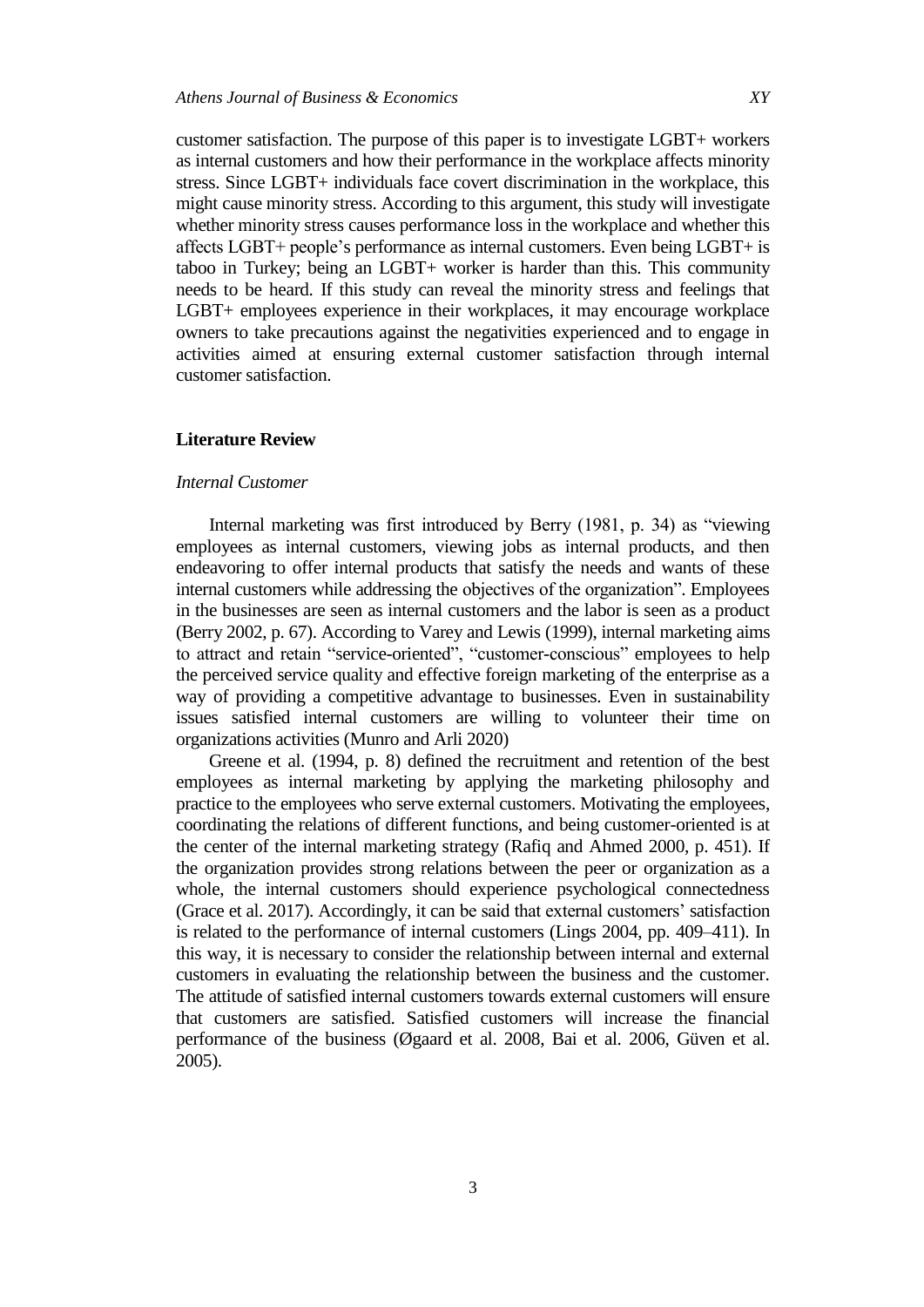customer satisfaction. The purpose of this paper is to investigate LGBT+ workers as internal customers and how their performance in the workplace affects minority stress. Since LGBT+ individuals face covert discrimination in the workplace, this might cause minority stress. According to this argument, this study will investigate whether minority stress causes performance loss in the workplace and whether this affects LGBT+ people's performance as internal customers. Even being LGBT+ is taboo in Turkey; being an LGBT+ worker is harder than this. This community needs to be heard. If this study can reveal the minority stress and feelings that LGBT+ employees experience in their workplaces, it may encourage workplace owners to take precautions against the negativities experienced and to engage in activities aimed at ensuring external customer satisfaction through internal customer satisfaction.

## Literature Review

### *Internal Customer*

Internal marketing was first introduced by Berry (1981, p. 34) as "viewing employees as internal customers, viewing jobs as internal products, and then endeavoring to offer internal products that satisfy the needs and wants of these internal customers while addressing the objectives of the organization". Employees in the businesses are seen as internal customers and the labor is seen as a product (Berry 2002, p. 67). According to Varey and Lewis (1999), internal marketing aims to attract and retain "service-oriented", "customer-conscious" employees to help the perceived service quality and effective foreign marketing of the enterprise as a way of providing a competitive advantage to businesses. Even in sustainability issues satisfied internal customers are willing to volunteer their time on organizations activities (Munro and Arli 2020)

Greene et al. (1994, p. 8) defined the recruitment and retention of the best employees as internal marketing by applying the marketing philosophy and practice to the employees who serve external customers. Motivating the employees, coordinating the relations of different functions, and being customer-oriented is at the center of the internal marketing strategy (Rafiq and Ahmed 2000, p. 451). If the organization provides strong relations between the peer or organization as a whole, the internal customers should experience psychological connectedness (Grace et al. 2017). Accordingly, it can be said that external customers' satisfaction is related to the performance of internal customers (Lings 2004, pp. 409–411). In this way, it is necessary to consider the relationship between internal and external customers in evaluating the relationship between the business and the customer. The attitude of satisfied internal customers towards external customers will ensure that customers are satisfied. Satisfied customers will increase the financial performance of the business (Øgaard et al. 2008, Bai et al. 2006, Güven et al. 2005).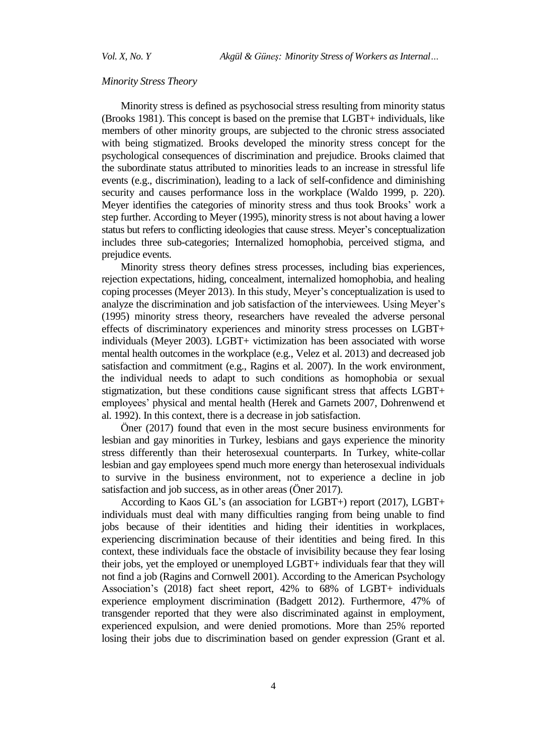*Minority Stress Theory*

Minority stress is defined as psychosocial stress resulting from minority status (Brooks 1981). This concept is based on the premise that LGBT+ individuals, like members of other minority groups, are subjected to the chronic stress associated with being stigmatized. Brooks developed the minority stress concept for the psychological consequences of discrimination and prejudice. Brooks claimed that the subordinate status attributed to minorities leads to an increase in stressful life events (e.g., discrimination), leading to a lack of self-confidence and diminishing security and causes performance loss in the workplace (Waldo 1999, p. 220). Meyer identifies the categories of minority stress and thus took Brooks' work a step further. According to Meyer (1995), minority stress is not about having a lower status but refers to conflicting ideologies that cause stress. Meyer's conceptualization includes three sub-categories; Internalized homophobia, perceived stigma, and prejudice events.

Minority stress theory defines stress processes, including bias experiences, rejection expectations, hiding, concealment, internalized homophobia, and healing coping processes (Meyer 2013). In this study, Meyer's conceptualization is used to analyze the discrimination and job satisfaction of the interviewees. Using Meyer's (1995) minority stress theory, researchers have revealed the adverse personal effects of discriminatory experiences and minority stress processes on LGBT+ individuals (Meyer 2003). LGBT+ victimization has been associated with worse mental health outcomes in the workplace (e.g., Velez et al. 2013) and decreased job satisfaction and commitment (e.g., Ragins et al. 2007). In the work environment, the individual needs to adapt to such conditions as homophobia or sexual stigmatization, but these conditions cause significant stress that affects LGBT+ employees' physical and mental health (Herek and Garnets 2007, Dohrenwend et al. 1992). In this context, there is a decrease in job satisfaction.

Öner (2017) found that even in the most secure business environments for lesbian and gay minorities in Turkey, lesbians and gays experience the minority stress differently than their heterosexual counterparts. In Turkey, white-collar lesbian and gay employees spend much more energy than heterosexual individuals to survive in the business environment, not to experience a decline in job satisfaction and job success, as in other areas (Öner 2017).

According to Kaos GL's (an association for LGBT+) report (2017), LGBT+ individuals must deal with many difficulties ranging from being unable to find jobs because of their identities and hiding their identities in workplaces, experiencing discrimination because of their identities and being fired. In this context, these individuals face the obstacle of invisibility because they fear losing their jobs, yet the employed or unemployed LGBT+ individuals fear that they will not find a job (Ragins and Cornwell 2001). According to the American Psychology Association's (2018) fact sheet report, 42% to 68% of LGBT+ individuals experience employment discrimination (Badgett 2012). Furthermore, 47% of transgender reported that they were also discriminated against in employment, experienced expulsion, and were denied promotions. More than 25% reported losing their jobs due to discrimination based on gender expression (Grant et al.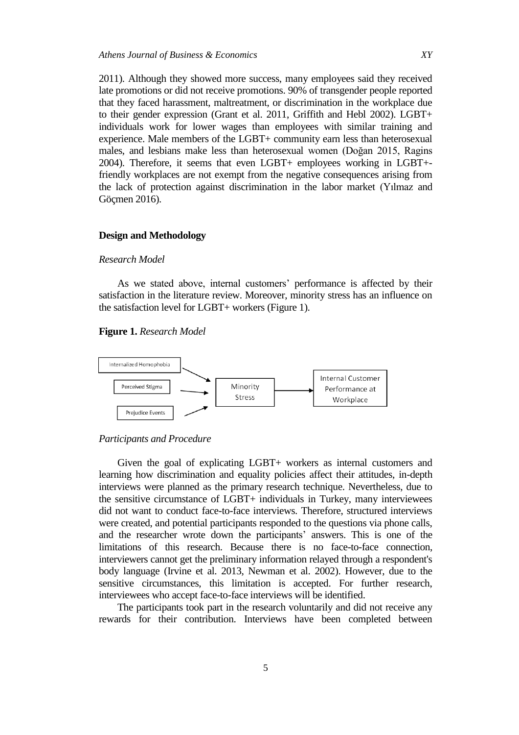2011). Although they showed more success, many employees said they received late promotions or did not receive promotions. 90% of transgender people reported that they faced harassment, maltreatment, or discrimination in the workplace due to their gender expression (Grant et al. 2011, Griffith and Hebl 2002). LGBT+ individuals work for lower wages than employees with similar training and experience. Male members of the LGBT+ community earn less than heterosexual males, and lesbians make less than heterosexual women (Doğan 2015, Ragins 2004). Therefore, it seems that even LGBT+ employees working in LGBT+-friendly workplaces are not exempt from the negative consequences arising from the lack of protection against discrimination in the labor market (Yılmaz and Göçmen 2016).

## Design and Methodology

### *Research Model*

As we stated above, internal customers' performance is affected by their satisfaction in the literature review. Moreover, minority stress has an influence on the satisfaction level for LGBT+ workers (Figure 1).

**Figure 1.** *Research Model*

Internalized Homophobia → Minority Stress
Perceived Stigma → Minority Stress
Prejudice Events → Minority Stress
Minority Stress → Internal Customer Performance at Workplace

### *Participants and Procedure*

Given the goal of explicating LGBT+ workers as internal customers and learning how discrimination and equality policies affect their attitudes, in-depth interviews were planned as the primary research technique. Nevertheless, due to the sensitive circumstance of LGBT+ individuals in Turkey, many interviewees did not want to conduct face-to-face interviews. Therefore, structured interviews were created, and potential participants responded to the questions via phone calls, and the researcher wrote down the participants' answers. This is one of the limitations of this research. Because there is no face-to-face connection, interviewers cannot get the preliminary information relayed through a respondent's body language (Irvine et al. 2013, Newman et al. 2002). However, due to the sensitive circumstances, this limitation is accepted. For further research, interviewees who accept face-to-face interviews will be identified.

The participants took part in the research voluntarily and did not receive any rewards for their contribution. Interviews have been completed between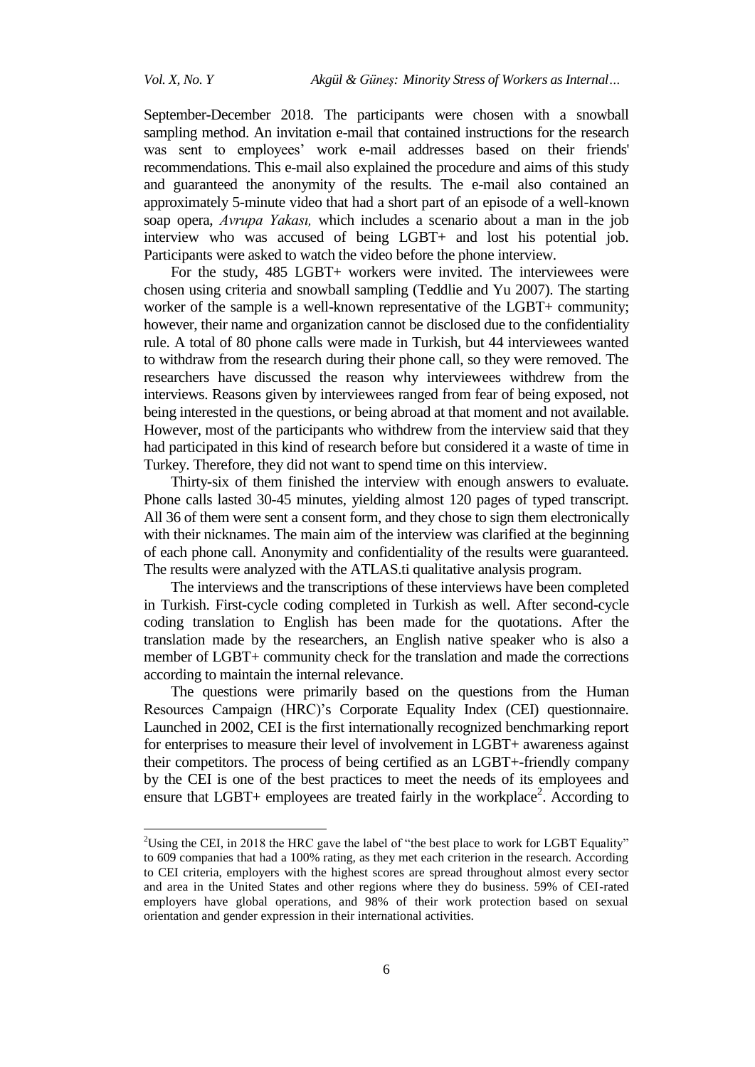September-December 2018. The participants were chosen with a snowball sampling method. An invitation e-mail that contained instructions for the research was sent to employees' work e-mail addresses based on their friends' recommendations. This e-mail also explained the procedure and aims of this study and guaranteed the anonymity of the results. The e-mail also contained an approximately 5-minute video that had a short part of an episode of a well-known soap opera, *Avrupa Yakası,* which includes a scenario about a man in the job interview who was accused of being LGBT+ and lost his potential job. Participants were asked to watch the video before the phone interview.

For the study, 485 LGBT+ workers were invited. The interviewees were chosen using criteria and snowball sampling (Teddlie and Yu 2007). The starting worker of the sample is a well-known representative of the LGBT+ community; however, their name and organization cannot be disclosed due to the confidentiality rule. A total of 80 phone calls were made in Turkish, but 44 interviewees wanted to withdraw from the research during their phone call, so they were removed. The researchers have discussed the reason why interviewees withdrew from the interviews. Reasons given by interviewees ranged from fear of being exposed, not being interested in the questions, or being abroad at that moment and not available. However, most of the participants who withdrew from the interview said that they had participated in this kind of research before but considered it a waste of time in Turkey. Therefore, they did not want to spend time on this interview.

Thirty-six of them finished the interview with enough answers to evaluate. Phone calls lasted 30-45 minutes, yielding almost 120 pages of typed transcript. All 36 of them were sent a consent form, and they chose to sign them electronically with their nicknames. The main aim of the interview was clarified at the beginning of each phone call. Anonymity and confidentiality of the results were guaranteed. The results were analyzed with the ATLAS.ti qualitative analysis program.

The interviews and the transcriptions of these interviews have been completed in Turkish. First-cycle coding completed in Turkish as well. After second-cycle coding translation to English has been made for the quotations. After the translation made by the researchers, an English native speaker who is also a member of LGBT+ community check for the translation and made the corrections according to maintain the internal relevance.

The questions were primarily based on the questions from the Human Resources Campaign (HRC)'s Corporate Equality Index (CEI) questionnaire. Launched in 2002, CEI is the first internationally recognized benchmarking report for enterprises to measure their level of involvement in LGBT+ awareness against their competitors. The process of being certified as an LGBT+-friendly company by the CEI is one of the best practices to meet the needs of its employees and ensure that LGBT+ employees are treated fairly in the workplace[2]. According to

---

[2]Using the CEI, in 2018 the HRC gave the label of "the best place to work for LGBT Equality" to 609 companies that had a 100% rating, as they met each criterion in the research. According to CEI criteria, employers with the highest scores are spread throughout almost every sector and area in the United States and other regions where they do business. 59% of CEI-rated employers have global operations, and 98% of their work protection based on sexual orientation and gender expression in their international activities.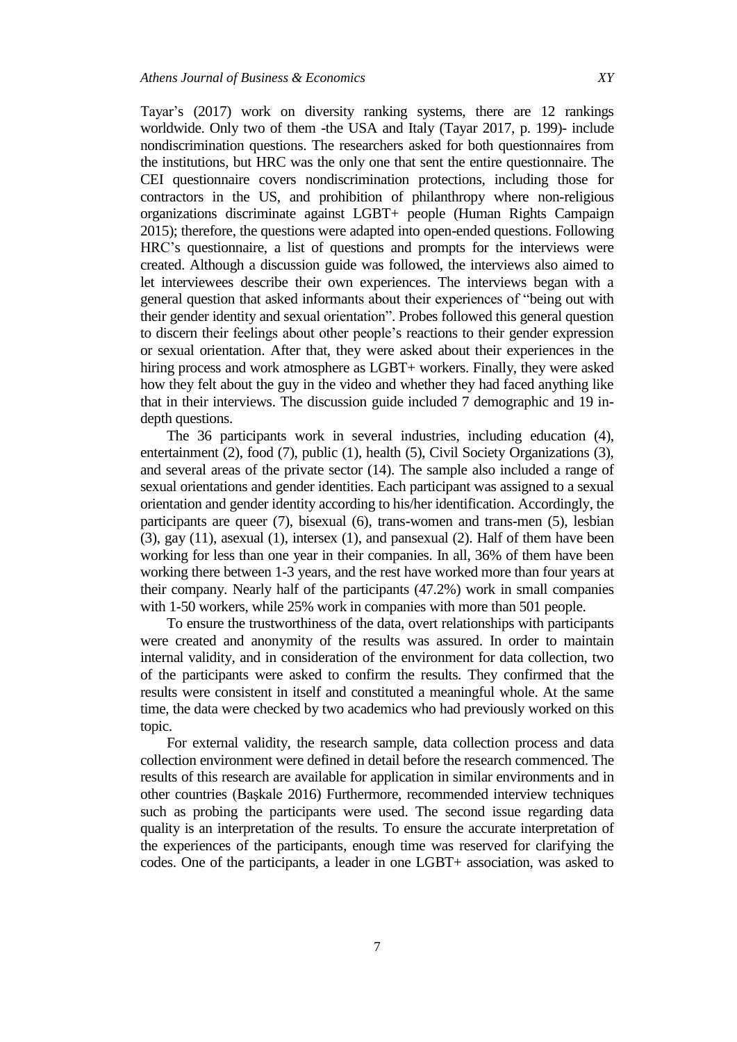Tayar's (2017) work on diversity ranking systems, there are 12 rankings worldwide. Only two of them -the USA and Italy (Tayar 2017, p. 199)- include nondiscrimination questions. The researchers asked for both questionnaires from the institutions, but HRC was the only one that sent the entire questionnaire. The CEI questionnaire covers nondiscrimination protections, including those for contractors in the US, and prohibition of philanthropy where non-religious organizations discriminate against LGBT+ people (Human Rights Campaign 2015); therefore, the questions were adapted into open-ended questions. Following HRC's questionnaire, a list of questions and prompts for the interviews were created. Although a discussion guide was followed, the interviews also aimed to let interviewees describe their own experiences. The interviews began with a general question that asked informants about their experiences of "being out with their gender identity and sexual orientation". Probes followed this general question to discern their feelings about other people's reactions to their gender expression or sexual orientation. After that, they were asked about their experiences in the hiring process and work atmosphere as LGBT+ workers. Finally, they were asked how they felt about the guy in the video and whether they had faced anything like that in their interviews. The discussion guide included 7 demographic and 19 in-depth questions.

The 36 participants work in several industries, including education (4), entertainment (2), food (7), public (1), health (5), Civil Society Organizations (3), and several areas of the private sector (14). The sample also included a range of sexual orientations and gender identities. Each participant was assigned to a sexual orientation and gender identity according to his/her identification. Accordingly, the participants are queer (7), bisexual (6), trans-women and trans-men (5), lesbian (3), gay (11), asexual (1), intersex (1), and pansexual (2). Half of them have been working for less than one year in their companies. In all, 36% of them have been working there between 1-3 years, and the rest have worked more than four years at their company. Nearly half of the participants (47.2%) work in small companies with 1-50 workers, while 25% work in companies with more than 501 people.

To ensure the trustworthiness of the data, overt relationships with participants were created and anonymity of the results was assured. In order to maintain internal validity, and in consideration of the environment for data collection, two of the participants were asked to confirm the results. They confirmed that the results were consistent in itself and constituted a meaningful whole. At the same time, the data were checked by two academics who had previously worked on this topic.

For external validity, the research sample, data collection process and data collection environment were defined in detail before the research commenced. The results of this research are available for application in similar environments and in other countries (Başkale 2016) Furthermore, recommended interview techniques such as probing the participants were used. The second issue regarding data quality is an interpretation of the results. To ensure the accurate interpretation of the experiences of the participants, enough time was reserved for clarifying the codes. One of the participants, a leader in one LGBT+ association, was asked to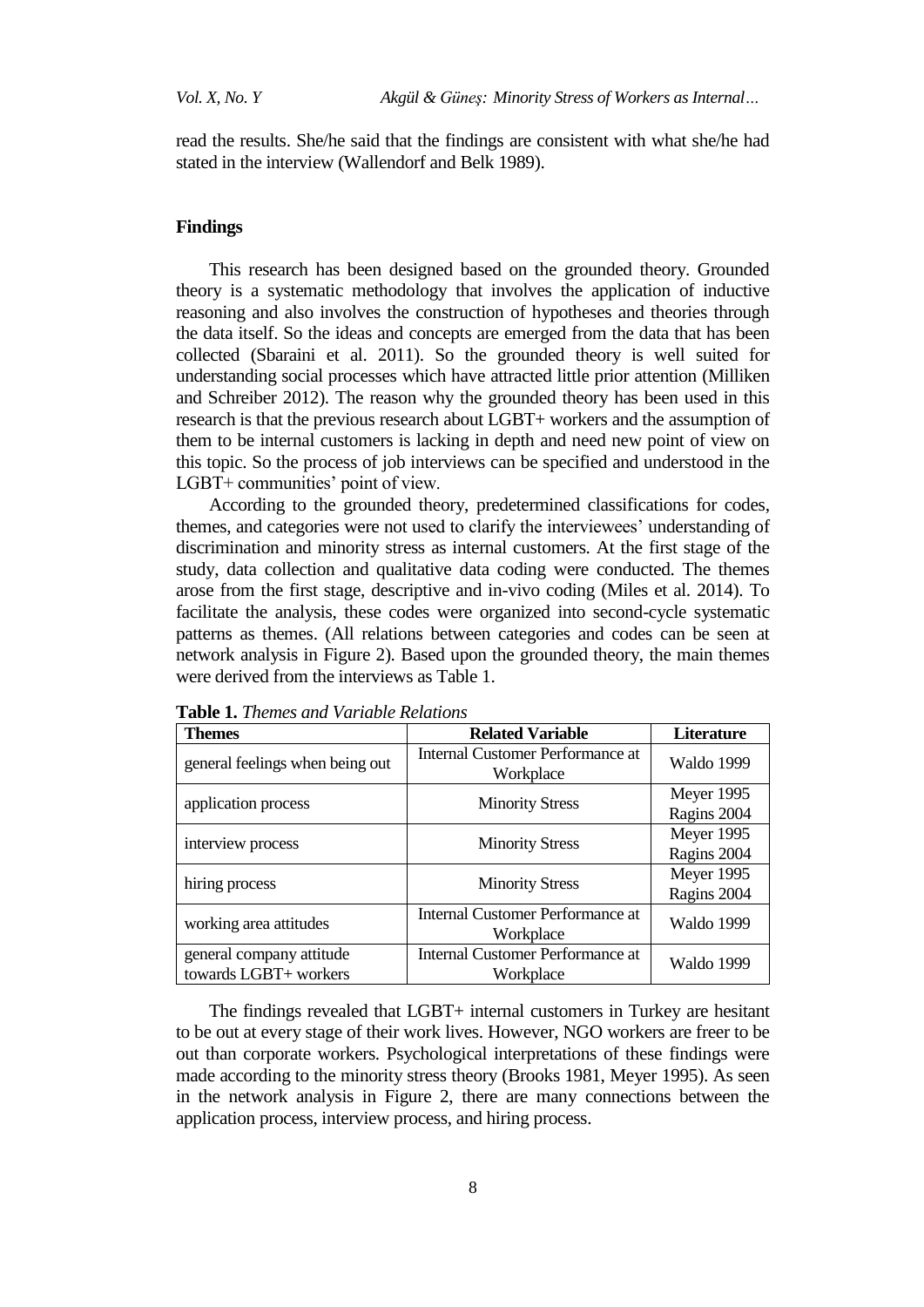read the results. She/he said that the findings are consistent with what she/he had stated in the interview (Wallendorf and Belk 1989).

## Findings

This research has been designed based on the grounded theory. Grounded theory is a systematic methodology that involves the application of inductive reasoning and also involves the construction of hypotheses and theories through the data itself. So the ideas and concepts are emerged from the data that has been collected (Sbaraini et al. 2011). So the grounded theory is well suited for understanding social processes which have attracted little prior attention (Milliken and Schreiber 2012). The reason why the grounded theory has been used in this research is that the previous research about LGBT+ workers and the assumption of them to be internal customers is lacking in depth and need new point of view on this topic. So the process of job interviews can be specified and understood in the LGBT+ communities' point of view.

According to the grounded theory, predetermined classifications for codes, themes, and categories were not used to clarify the interviewees' understanding of discrimination and minority stress as internal customers. At the first stage of the study, data collection and qualitative data coding were conducted. The themes arose from the first stage, descriptive and in-vivo coding (Miles et al. 2014). To facilitate the analysis, these codes were organized into second-cycle systematic patterns as themes. (All relations between categories and codes can be seen at network analysis in Figure 2). Based upon the grounded theory, the main themes were derived from the interviews as Table 1.

**Table 1.** *Themes and Variable Relations*

| Themes | Related Variable | Literature |
|---|---|---|
| general feelings when being out | Internal Customer Performance at Workplace | Waldo 1999 |
| application process | Minority Stress | Meyer 1995 Ragins 2004 |
| interview process | Minority Stress | Meyer 1995 Ragins 2004 |
| hiring process | Minority Stress | Meyer 1995 Ragins 2004 |
| working area attitudes | Internal Customer Performance at Workplace | Waldo 1999 |
| general company attitude towards LGBT+ workers | Internal Customer Performance at Workplace | Waldo 1999 |

The findings revealed that LGBT+ internal customers in Turkey are hesitant to be out at every stage of their work lives. However, NGO workers are freer to be out than corporate workers. Psychological interpretations of these findings were made according to the minority stress theory (Brooks 1981, Meyer 1995). As seen in the network analysis in Figure 2, there are many connections between the application process, interview process, and hiring process.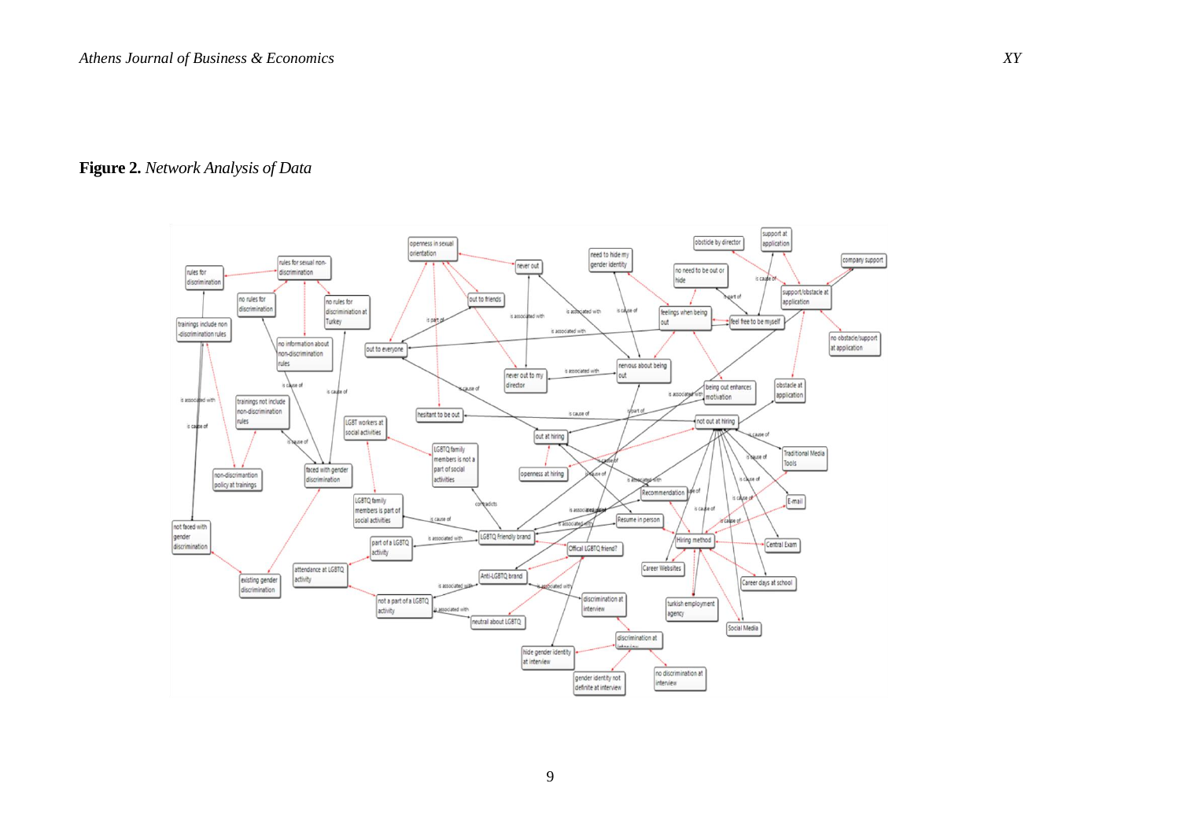**Figure 2.** *Network Analysis of Data*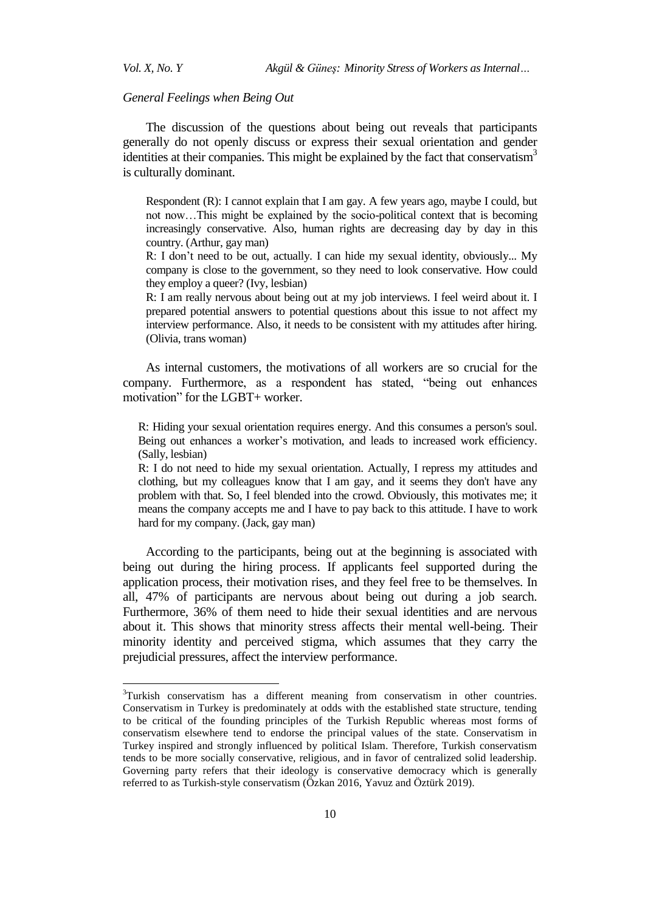*General Feelings when Being Out*

The discussion of the questions about being out reveals that participants generally do not openly discuss or express their sexual orientation and gender identities at their companies. This might be explained by the fact that conservatism[3] is culturally dominant.

> Respondent (R): I cannot explain that I am gay. A few years ago, maybe I could, but not now…This might be explained by the socio-political context that is becoming increasingly conservative. Also, human rights are decreasing day by day in this country. (Arthur, gay man)
>
> R: I don't need to be out, actually. I can hide my sexual identity, obviously... My company is close to the government, so they need to look conservative. How could they employ a queer? (Ivy, lesbian)
>
> R: I am really nervous about being out at my job interviews. I feel weird about it. I prepared potential answers to potential questions about this issue to not affect my interview performance. Also, it needs to be consistent with my attitudes after hiring. (Olivia, trans woman)

As internal customers, the motivations of all workers are so crucial for the company. Furthermore, as a respondent has stated, "being out enhances motivation" for the LGBT+ worker.

> R: Hiding your sexual orientation requires energy. And this consumes a person's soul. Being out enhances a worker's motivation, and leads to increased work efficiency. (Sally, lesbian)
>
> R: I do not need to hide my sexual orientation. Actually, I repress my attitudes and clothing, but my colleagues know that I am gay, and it seems they don't have any problem with that. So, I feel blended into the crowd. Obviously, this motivates me; it means the company accepts me and I have to pay back to this attitude. I have to work hard for my company. (Jack, gay man)

According to the participants, being out at the beginning is associated with being out during the hiring process. If applicants feel supported during the application process, their motivation rises, and they feel free to be themselves. In all, 47% of participants are nervous about being out during a job search. Furthermore, 36% of them need to hide their sexual identities and are nervous about it. This shows that minority stress affects their mental well-being. Their minority identity and perceived stigma, which assumes that they carry the prejudicial pressures, affect the interview performance.

---

[3]Turkish conservatism has a different meaning from conservatism in other countries. Conservatism in Turkey is predominately at odds with the established state structure, tending to be critical of the founding principles of the Turkish Republic whereas most forms of conservatism elsewhere tend to endorse the principal values of the state. Conservatism in Turkey inspired and strongly influenced by political Islam. Therefore, Turkish conservatism tends to be more socially conservative, religious, and in favor of centralized solid leadership. Governing party refers that their ideology is conservative democracy which is generally referred to as Turkish-style conservatism (Özkan 2016, Yavuz and Öztürk 2019).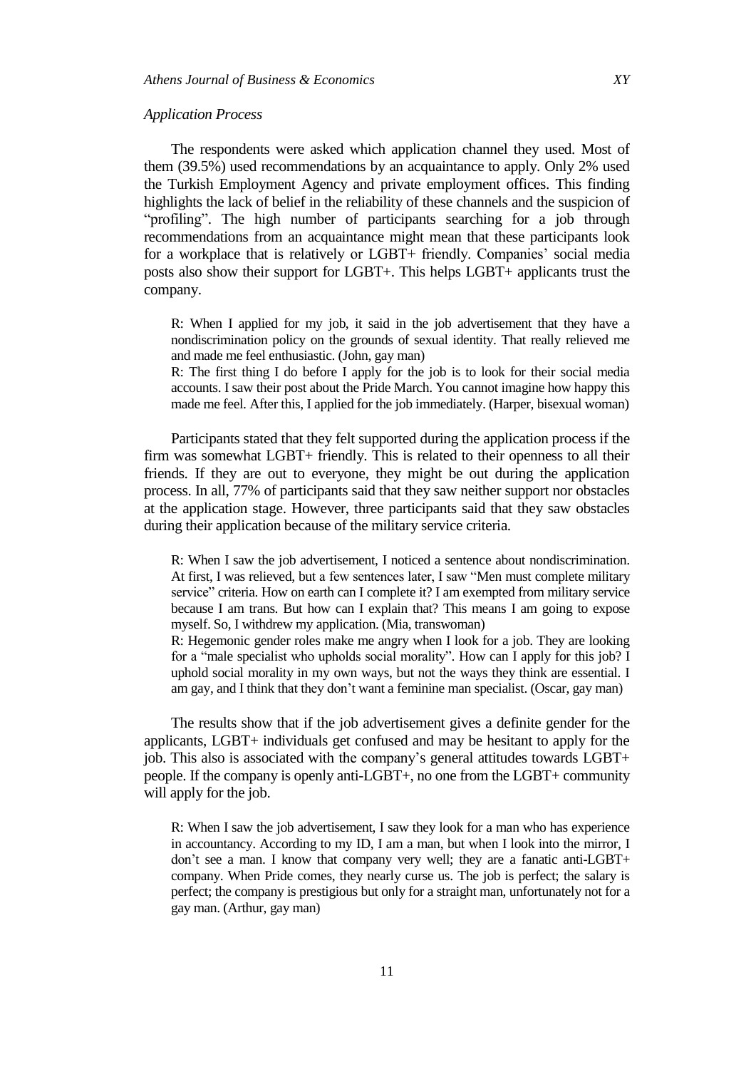*Application Process*

The respondents were asked which application channel they used. Most of them (39.5%) used recommendations by an acquaintance to apply. Only 2% used the Turkish Employment Agency and private employment offices. This finding highlights the lack of belief in the reliability of these channels and the suspicion of "profiling". The high number of participants searching for a job through recommendations from an acquaintance might mean that these participants look for a workplace that is relatively or LGBT+ friendly. Companies' social media posts also show their support for LGBT+. This helps LGBT+ applicants trust the company.

> R: When I applied for my job, it said in the job advertisement that they have a nondiscrimination policy on the grounds of sexual identity. That really relieved me and made me feel enthusiastic. (John, gay man)
>
> R: The first thing I do before I apply for the job is to look for their social media accounts. I saw their post about the Pride March. You cannot imagine how happy this made me feel. After this, I applied for the job immediately. (Harper, bisexual woman)

Participants stated that they felt supported during the application process if the firm was somewhat LGBT+ friendly. This is related to their openness to all their friends. If they are out to everyone, they might be out during the application process. In all, 77% of participants said that they saw neither support nor obstacles at the application stage. However, three participants said that they saw obstacles during their application because of the military service criteria.

> R: When I saw the job advertisement, I noticed a sentence about nondiscrimination. At first, I was relieved, but a few sentences later, I saw "Men must complete military service" criteria. How on earth can I complete it? I am exempted from military service because I am trans. But how can I explain that? This means I am going to expose myself. So, I withdrew my application. (Mia, transwoman)
>
> R: Hegemonic gender roles make me angry when I look for a job. They are looking for a "male specialist who upholds social morality". How can I apply for this job? I uphold social morality in my own ways, but not the ways they think are essential. I am gay, and I think that they don't want a feminine man specialist. (Oscar, gay man)

The results show that if the job advertisement gives a definite gender for the applicants, LGBT+ individuals get confused and may be hesitant to apply for the job. This also is associated with the company's general attitudes towards LGBT+ people. If the company is openly anti-LGBT+, no one from the LGBT+ community will apply for the job.

> R: When I saw the job advertisement, I saw they look for a man who has experience in accountancy. According to my ID, I am a man, but when I look into the mirror, I don't see a man. I know that company very well; they are a fanatic anti-LGBT+ company. When Pride comes, they nearly curse us. The job is perfect; the salary is perfect; the company is prestigious but only for a straight man, unfortunately not for a gay man. (Arthur, gay man)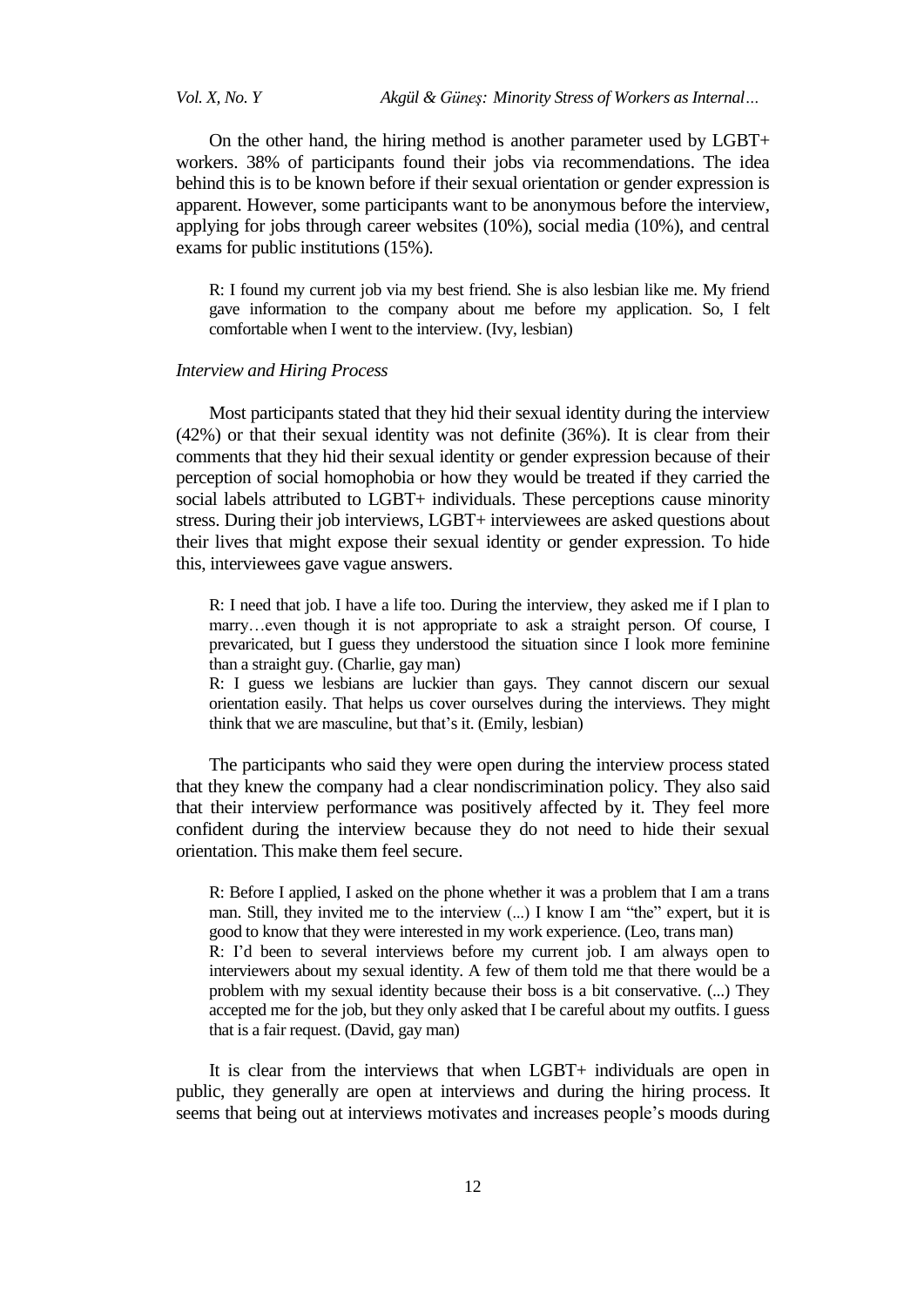On the other hand, the hiring method is another parameter used by LGBT+ workers. 38% of participants found their jobs via recommendations. The idea behind this is to be known before if their sexual orientation or gender expression is apparent. However, some participants want to be anonymous before the interview, applying for jobs through career websites (10%), social media (10%), and central exams for public institutions (15%).

> R: I found my current job via my best friend. She is also lesbian like me. My friend gave information to the company about me before my application. So, I felt comfortable when I went to the interview. (Ivy, lesbian)

*Interview and Hiring Process*

Most participants stated that they hid their sexual identity during the interview (42%) or that their sexual identity was not definite (36%). It is clear from their comments that they hid their sexual identity or gender expression because of their perception of social homophobia or how they would be treated if they carried the social labels attributed to LGBT+ individuals. These perceptions cause minority stress. During their job interviews, LGBT+ interviewees are asked questions about their lives that might expose their sexual identity or gender expression. To hide this, interviewees gave vague answers.

> R: I need that job. I have a life too. During the interview, they asked me if I plan to marry…even though it is not appropriate to ask a straight person. Of course, I prevaricated, but I guess they understood the situation since I look more feminine than a straight guy. (Charlie, gay man)
>
> R: I guess we lesbians are luckier than gays. They cannot discern our sexual orientation easily. That helps us cover ourselves during the interviews. They might think that we are masculine, but that's it. (Emily, lesbian)

The participants who said they were open during the interview process stated that they knew the company had a clear nondiscrimination policy. They also said that their interview performance was positively affected by it. They feel more confident during the interview because they do not need to hide their sexual orientation. This make them feel secure.

> R: Before I applied, I asked on the phone whether it was a problem that I am a trans man. Still, they invited me to the interview (...) I know I am "the" expert, but it is good to know that they were interested in my work experience. (Leo, trans man)
>
> R: I'd been to several interviews before my current job. I am always open to interviewers about my sexual identity. A few of them told me that there would be a problem with my sexual identity because their boss is a bit conservative. (...) They accepted me for the job, but they only asked that I be careful about my outfits. I guess that is a fair request. (David, gay man)

It is clear from the interviews that when LGBT+ individuals are open in public, they generally are open at interviews and during the hiring process. It seems that being out at interviews motivates and increases people's moods during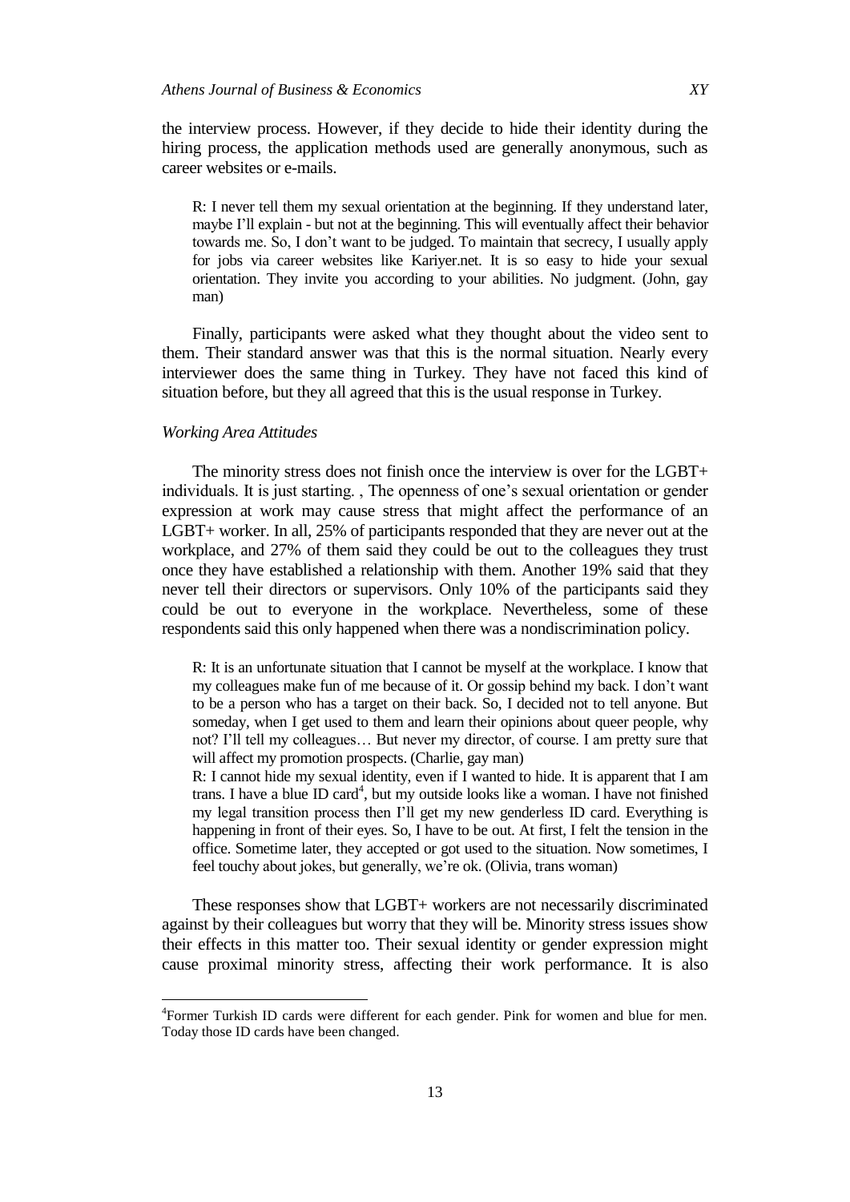the interview process. However, if they decide to hide their identity during the hiring process, the application methods used are generally anonymous, such as career websites or e-mails.

> R: I never tell them my sexual orientation at the beginning. If they understand later, maybe I'll explain - but not at the beginning. This will eventually affect their behavior towards me. So, I don't want to be judged. To maintain that secrecy, I usually apply for jobs via career websites like Kariyer.net. It is so easy to hide your sexual orientation. They invite you according to your abilities. No judgment. (John, gay man)

Finally, participants were asked what they thought about the video sent to them. Their standard answer was that this is the normal situation. Nearly every interviewer does the same thing in Turkey. They have not faced this kind of situation before, but they all agreed that this is the usual response in Turkey.

### *Working Area Attitudes*

The minority stress does not finish once the interview is over for the LGBT+ individuals. It is just starting. , The openness of one's sexual orientation or gender expression at work may cause stress that might affect the performance of an LGBT+ worker. In all, 25% of participants responded that they are never out at the workplace, and 27% of them said they could be out to the colleagues they trust once they have established a relationship with them. Another 19% said that they never tell their directors or supervisors. Only 10% of the participants said they could be out to everyone in the workplace. Nevertheless, some of these respondents said this only happened when there was a nondiscrimination policy.

> R: It is an unfortunate situation that I cannot be myself at the workplace. I know that my colleagues make fun of me because of it. Or gossip behind my back. I don't want to be a person who has a target on their back. So, I decided not to tell anyone. But someday, when I get used to them and learn their opinions about queer people, why not? I'll tell my colleagues… But never my director, of course. I am pretty sure that will affect my promotion prospects. (Charlie, gay man)
>
> R: I cannot hide my sexual identity, even if I wanted to hide. It is apparent that I am trans. I have a blue ID card[4], but my outside looks like a woman. I have not finished my legal transition process then I'll get my new genderless ID card. Everything is happening in front of their eyes. So, I have to be out. At first, I felt the tension in the office. Sometime later, they accepted or got used to the situation. Now sometimes, I feel touchy about jokes, but generally, we're ok. (Olivia, trans woman)

These responses show that LGBT+ workers are not necessarily discriminated against by their colleagues but worry that they will be. Minority stress issues show their effects in this matter too. Their sexual identity or gender expression might cause proximal minority stress, affecting their work performance. It is also

[4]Former Turkish ID cards were different for each gender. Pink for women and blue for men. Today those ID cards have been changed.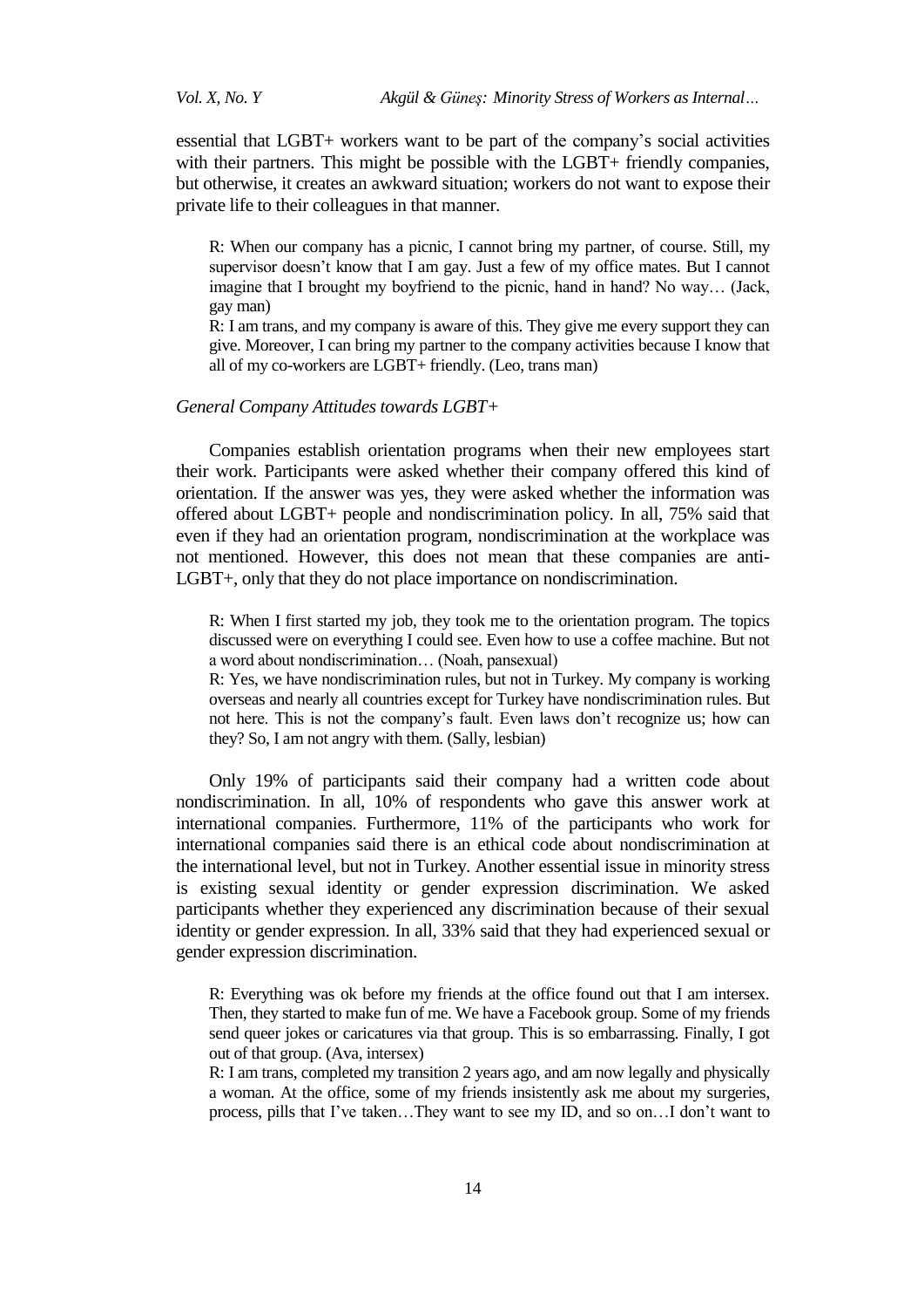essential that LGBT+ workers want to be part of the company's social activities with their partners. This might be possible with the LGBT+ friendly companies, but otherwise, it creates an awkward situation; workers do not want to expose their private life to their colleagues in that manner.

> R: When our company has a picnic, I cannot bring my partner, of course. Still, my supervisor doesn't know that I am gay. Just a few of my office mates. But I cannot imagine that I brought my boyfriend to the picnic, hand in hand? No way… (Jack, gay man)
>
> R: I am trans, and my company is aware of this. They give me every support they can give. Moreover, I can bring my partner to the company activities because I know that all of my co-workers are LGBT+ friendly. (Leo, trans man)

*General Company Attitudes towards LGBT+*

Companies establish orientation programs when their new employees start their work. Participants were asked whether their company offered this kind of orientation. If the answer was yes, they were asked whether the information was offered about LGBT+ people and nondiscrimination policy. In all, 75% said that even if they had an orientation program, nondiscrimination at the workplace was not mentioned. However, this does not mean that these companies are anti-LGBT+, only that they do not place importance on nondiscrimination.

> R: When I first started my job, they took me to the orientation program. The topics discussed were on everything I could see. Even how to use a coffee machine. But not a word about nondiscrimination… (Noah, pansexual)
>
> R: Yes, we have nondiscrimination rules, but not in Turkey. My company is working overseas and nearly all countries except for Turkey have nondiscrimination rules. But not here. This is not the company's fault. Even laws don't recognize us; how can they? So, I am not angry with them. (Sally, lesbian)

Only 19% of participants said their company had a written code about nondiscrimination. In all, 10% of respondents who gave this answer work at international companies. Furthermore, 11% of the participants who work for international companies said there is an ethical code about nondiscrimination at the international level, but not in Turkey. Another essential issue in minority stress is existing sexual identity or gender expression discrimination. We asked participants whether they experienced any discrimination because of their sexual identity or gender expression. In all, 33% said that they had experienced sexual or gender expression discrimination.

> R: Everything was ok before my friends at the office found out that I am intersex. Then, they started to make fun of me. We have a Facebook group. Some of my friends send queer jokes or caricatures via that group. This is so embarrassing. Finally, I got out of that group. (Ava, intersex)
>
> R: I am trans, completed my transition 2 years ago, and am now legally and physically a woman. At the office, some of my friends insistently ask me about my surgeries, process, pills that I've taken…They want to see my ID, and so on…I don't want to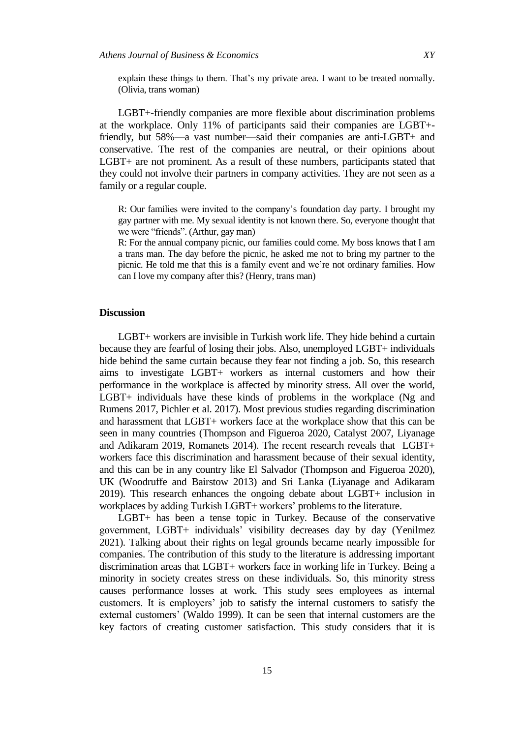explain these things to them. That's my private area. I want to be treated normally. (Olivia, trans woman)

LGBT+-friendly companies are more flexible about discrimination problems at the workplace. Only 11% of participants said their companies are LGBT+-friendly, but 58%—a vast number—said their companies are anti-LGBT+ and conservative. The rest of the companies are neutral, or their opinions about LGBT+ are not prominent. As a result of these numbers, participants stated that they could not involve their partners in company activities. They are not seen as a family or a regular couple.

> R: Our families were invited to the company's foundation day party. I brought my gay partner with me. My sexual identity is not known there. So, everyone thought that we were "friends". (Arthur, gay man)
>
> R: For the annual company picnic, our families could come. My boss knows that I am a trans man. The day before the picnic, he asked me not to bring my partner to the picnic. He told me that this is a family event and we're not ordinary families. How can I love my company after this? (Henry, trans man)

## Discussion

LGBT+ workers are invisible in Turkish work life. They hide behind a curtain because they are fearful of losing their jobs. Also, unemployed LGBT+ individuals hide behind the same curtain because they fear not finding a job. So, this research aims to investigate LGBT+ workers as internal customers and how their performance in the workplace is affected by minority stress. All over the world, LGBT+ individuals have these kinds of problems in the workplace (Ng and Rumens 2017, Pichler et al. 2017). Most previous studies regarding discrimination and harassment that LGBT+ workers face at the workplace show that this can be seen in many countries (Thompson and Figueroa 2020, Catalyst 2007, Liyanage and Adikaram 2019, Romanets 2014). The recent research reveals that LGBT+ workers face this discrimination and harassment because of their sexual identity, and this can be in any country like El Salvador (Thompson and Figueroa 2020), UK (Woodruffe and Bairstow 2013) and Sri Lanka (Liyanage and Adikaram 2019). This research enhances the ongoing debate about LGBT+ inclusion in workplaces by adding Turkish LGBT+ workers' problems to the literature.

LGBT+ has been a tense topic in Turkey. Because of the conservative government, LGBT+ individuals' visibility decreases day by day (Yenilmez 2021). Talking about their rights on legal grounds became nearly impossible for companies. The contribution of this study to the literature is addressing important discrimination areas that LGBT+ workers face in working life in Turkey. Being a minority in society creates stress on these individuals. So, this minority stress causes performance losses at work. This study sees employees as internal customers. It is employers' job to satisfy the internal customers to satisfy the external customers' (Waldo 1999). It can be seen that internal customers are the key factors of creating customer satisfaction. This study considers that it is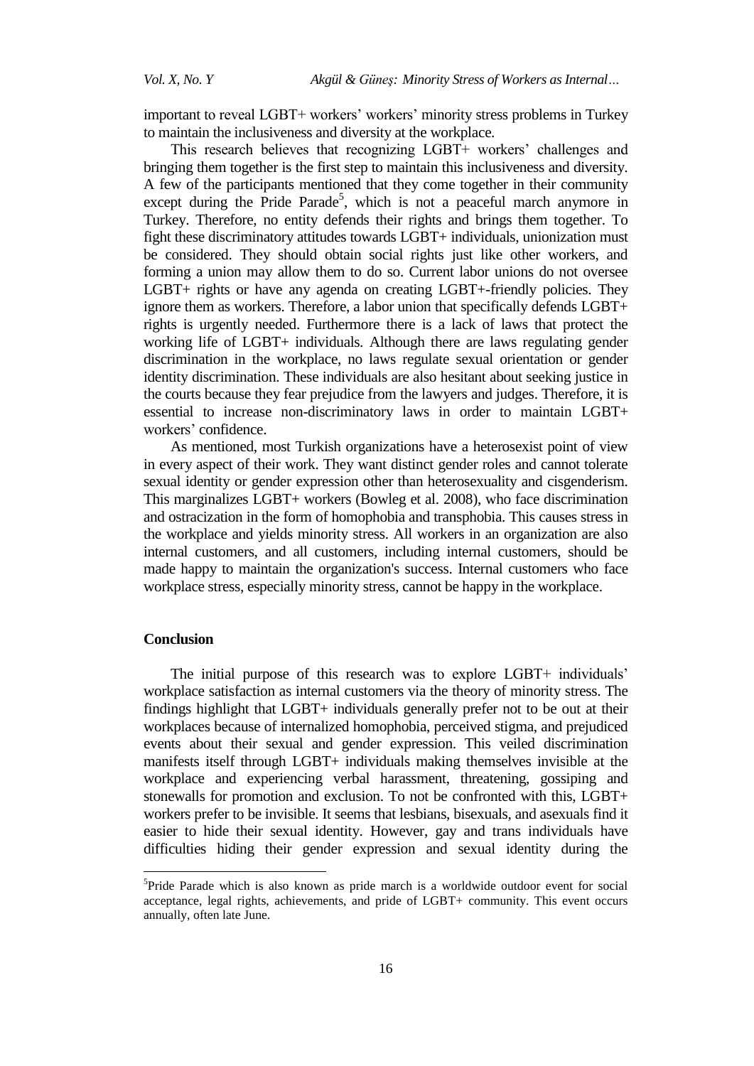important to reveal LGBT+ workers' workers' minority stress problems in Turkey to maintain the inclusiveness and diversity at the workplace.

This research believes that recognizing LGBT+ workers' challenges and bringing them together is the first step to maintain this inclusiveness and diversity. A few of the participants mentioned that they come together in their community except during the Pride Parade[5], which is not a peaceful march anymore in Turkey. Therefore, no entity defends their rights and brings them together. To fight these discriminatory attitudes towards LGBT+ individuals, unionization must be considered. They should obtain social rights just like other workers, and forming a union may allow them to do so. Current labor unions do not oversee LGBT+ rights or have any agenda on creating LGBT+-friendly policies. They ignore them as workers. Therefore, a labor union that specifically defends LGBT+ rights is urgently needed. Furthermore there is a lack of laws that protect the working life of LGBT+ individuals. Although there are laws regulating gender discrimination in the workplace, no laws regulate sexual orientation or gender identity discrimination. These individuals are also hesitant about seeking justice in the courts because they fear prejudice from the lawyers and judges. Therefore, it is essential to increase non-discriminatory laws in order to maintain LGBT+ workers' confidence.

As mentioned, most Turkish organizations have a heterosexist point of view in every aspect of their work. They want distinct gender roles and cannot tolerate sexual identity or gender expression other than heterosexuality and cisgenderism. This marginalizes LGBT+ workers (Bowleg et al. 2008), who face discrimination and ostracization in the form of homophobia and transphobia. This causes stress in the workplace and yields minority stress. All workers in an organization are also internal customers, and all customers, including internal customers, should be made happy to maintain the organization's success. Internal customers who face workplace stress, especially minority stress, cannot be happy in the workplace.

## Conclusion

The initial purpose of this research was to explore LGBT+ individuals' workplace satisfaction as internal customers via the theory of minority stress. The findings highlight that LGBT+ individuals generally prefer not to be out at their workplaces because of internalized homophobia, perceived stigma, and prejudiced events about their sexual and gender expression. This veiled discrimination manifests itself through LGBT+ individuals making themselves invisible at the workplace and experiencing verbal harassment, threatening, gossiping and stonewalls for promotion and exclusion. To not be confronted with this, LGBT+ workers prefer to be invisible. It seems that lesbians, bisexuals, and asexuals find it easier to hide their sexual identity. However, gay and trans individuals have difficulties hiding their gender expression and sexual identity during the

[5]Pride Parade which is also known as pride march is a worldwide outdoor event for social acceptance, legal rights, achievements, and pride of LGBT+ community. This event occurs annually, often late June.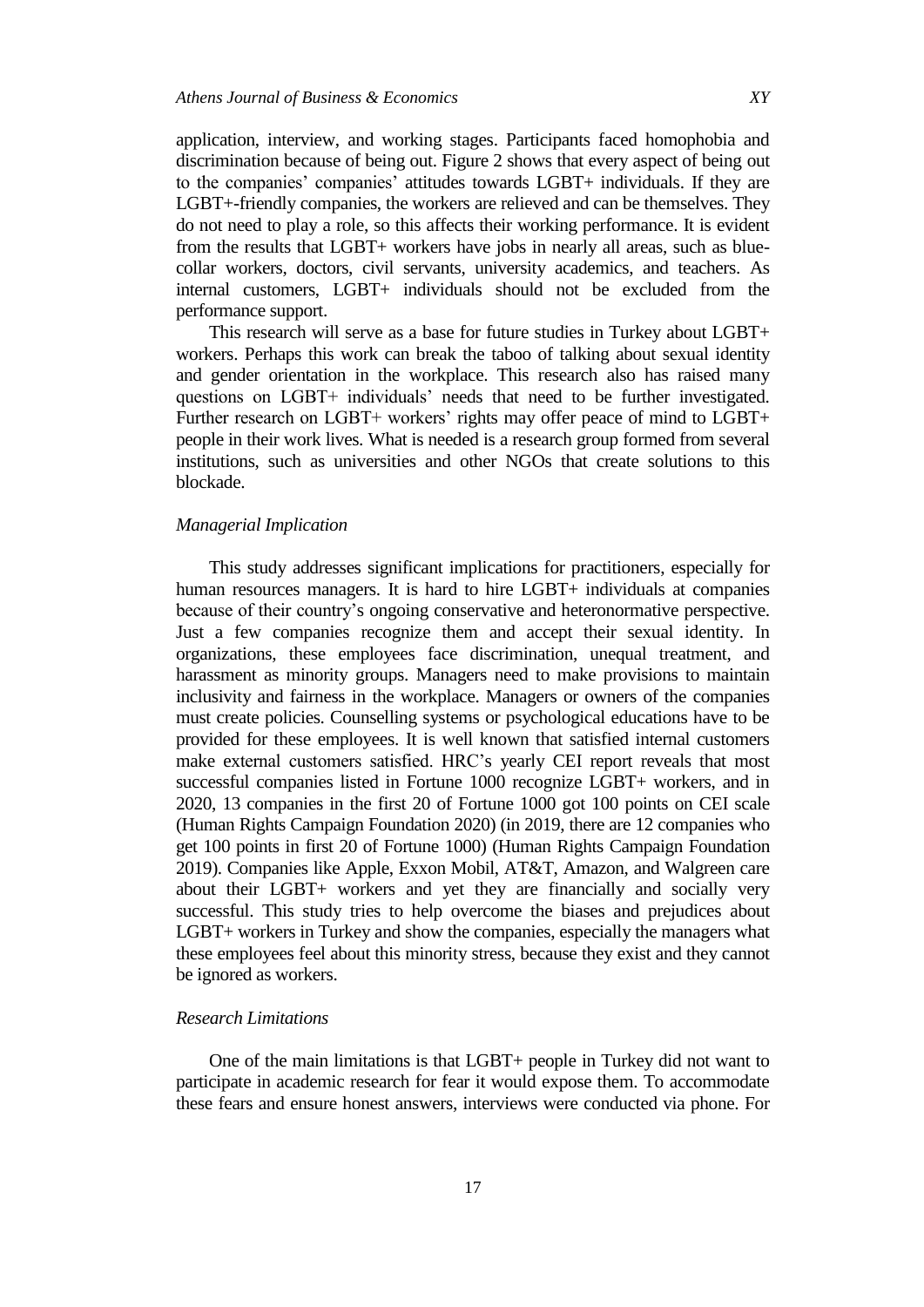application, interview, and working stages. Participants faced homophobia and discrimination because of being out. Figure 2 shows that every aspect of being out to the companies' companies' attitudes towards LGBT+ individuals. If they are LGBT+-friendly companies, the workers are relieved and can be themselves. They do not need to play a role, so this affects their working performance. It is evident from the results that LGBT+ workers have jobs in nearly all areas, such as blue-collar workers, doctors, civil servants, university academics, and teachers. As internal customers, LGBT+ individuals should not be excluded from the performance support.

This research will serve as a base for future studies in Turkey about LGBT+ workers. Perhaps this work can break the taboo of talking about sexual identity and gender orientation in the workplace. This research also has raised many questions on LGBT+ individuals' needs that need to be further investigated. Further research on LGBT+ workers' rights may offer peace of mind to LGBT+ people in their work lives. What is needed is a research group formed from several institutions, such as universities and other NGOs that create solutions to this blockade.

### *Managerial Implication*

This study addresses significant implications for practitioners, especially for human resources managers. It is hard to hire LGBT+ individuals at companies because of their country's ongoing conservative and heteronormative perspective. Just a few companies recognize them and accept their sexual identity. In organizations, these employees face discrimination, unequal treatment, and harassment as minority groups. Managers need to make provisions to maintain inclusivity and fairness in the workplace. Managers or owners of the companies must create policies. Counselling systems or psychological educations have to be provided for these employees. It is well known that satisfied internal customers make external customers satisfied. HRC's yearly CEI report reveals that most successful companies listed in Fortune 1000 recognize LGBT+ workers, and in 2020, 13 companies in the first 20 of Fortune 1000 got 100 points on CEI scale (Human Rights Campaign Foundation 2020) (in 2019, there are 12 companies who get 100 points in first 20 of Fortune 1000) (Human Rights Campaign Foundation 2019). Companies like Apple, Exxon Mobil, AT&T, Amazon, and Walgreen care about their LGBT+ workers and yet they are financially and socially very successful. This study tries to help overcome the biases and prejudices about LGBT+ workers in Turkey and show the companies, especially the managers what these employees feel about this minority stress, because they exist and they cannot be ignored as workers.

### *Research Limitations*

One of the main limitations is that LGBT+ people in Turkey did not want to participate in academic research for fear it would expose them. To accommodate these fears and ensure honest answers, interviews were conducted via phone. For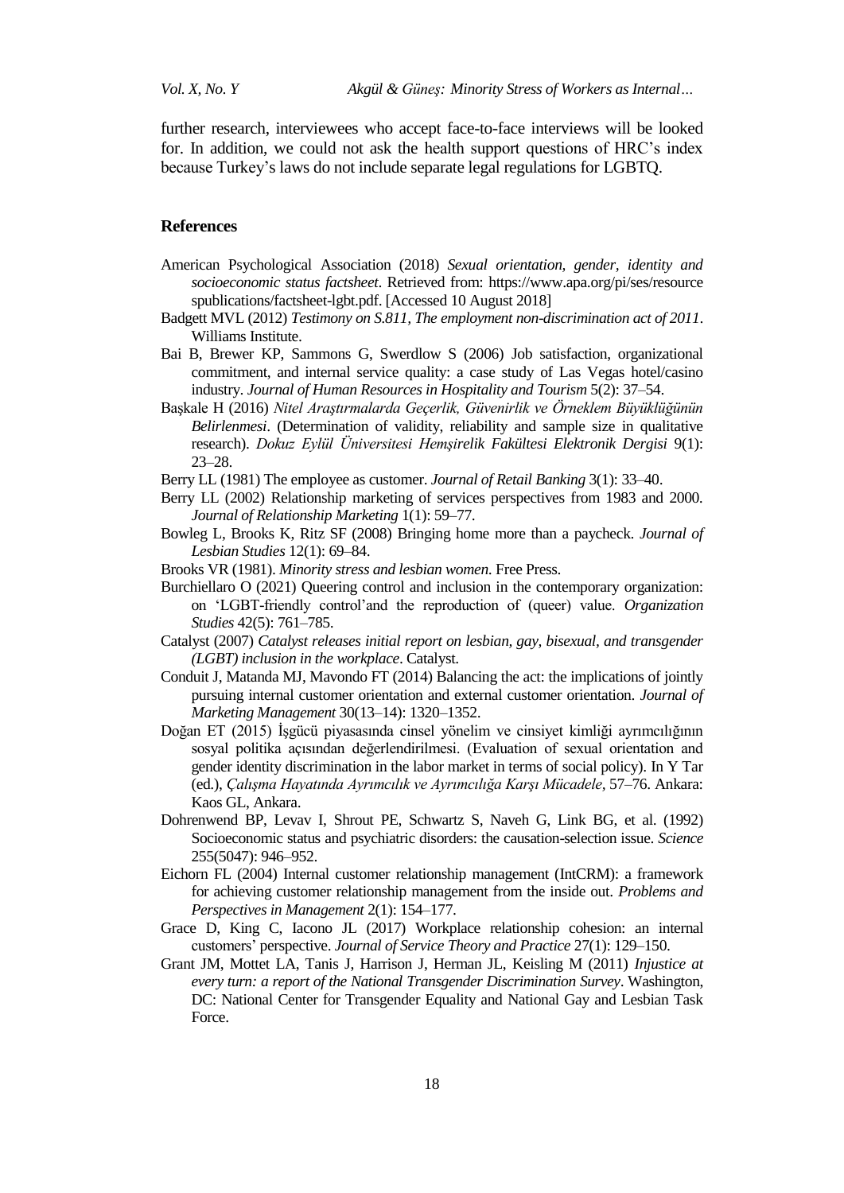further research, interviewees who accept face-to-face interviews will be looked for. In addition, we could not ask the health support questions of HRC's index because Turkey's laws do not include separate legal regulations for LGBTQ.

## References

American Psychological Association (2018) *Sexual orientation, gender, identity and socioeconomic status factsheet*. Retrieved from: https://www.apa.org/pi/ses/resource spublications/factsheet-lgbt.pdf. [Accessed 10 August 2018]

Badgett MVL (2012) *Testimony on S.811, The employment non-discrimination act of 2011*. Williams Institute.

Bai B, Brewer KP, Sammons G, Swerdlow S (2006) Job satisfaction, organizational commitment, and internal service quality: a case study of Las Vegas hotel/casino industry. *Journal of Human Resources in Hospitality and Tourism* 5(2): 37–54.

Başkale H (2016) *Nitel Araştırmalarda Geçerlik, Güvenirlik ve Örneklem Büyüklüğünün Belirlenmesi*. (Determination of validity, reliability and sample size in qualitative research). *Dokuz Eylül Üniversitesi Hemşirelik Fakültesi Elektronik Dergisi* 9(1): 23–28.

Berry LL (1981) The employee as customer. *Journal of Retail Banking* 3(1): 33–40.

Berry LL (2002) Relationship marketing of services perspectives from 1983 and 2000. *Journal of Relationship Marketing* 1(1): 59–77.

Bowleg L, Brooks K, Ritz SF (2008) Bringing home more than a paycheck. *Journal of Lesbian Studies* 12(1): 69–84.

Brooks VR (1981). *Minority stress and lesbian women*. Free Press.

Burchiellaro O (2021) Queering control and inclusion in the contemporary organization: on 'LGBT-friendly control'and the reproduction of (queer) value. *Organization Studies* 42(5): 761–785.

Catalyst (2007) *Catalyst releases initial report on lesbian, gay, bisexual, and transgender (LGBT) inclusion in the workplace*. Catalyst.

Conduit J, Matanda MJ, Mavondo FT (2014) Balancing the act: the implications of jointly pursuing internal customer orientation and external customer orientation. *Journal of Marketing Management* 30(13–14): 1320–1352.

Doğan ET (2015) İşgücü piyasasında cinsel yönelim ve cinsiyet kimliği ayrımcılığının sosyal politika açısından değerlendirilmesi. (Evaluation of sexual orientation and gender identity discrimination in the labor market in terms of social policy). In Y Tar (ed.), *Çalışma Hayatında Ayrımcılık ve Ayrımcılığa Karşı Mücadele*, 57–76. Ankara: Kaos GL, Ankara.

Dohrenwend BP, Levav I, Shrout PE, Schwartz S, Naveh G, Link BG, et al. (1992) Socioeconomic status and psychiatric disorders: the causation-selection issue. *Science* 255(5047): 946–952.

Eichorn FL (2004) Internal customer relationship management (IntCRM): a framework for achieving customer relationship management from the inside out. *Problems and Perspectives in Management* 2(1): 154–177.

Grace D, King C, Iacono JL (2017) Workplace relationship cohesion: an internal customers' perspective. *Journal of Service Theory and Practice* 27(1): 129–150.

Grant JM, Mottet LA, Tanis J, Harrison J, Herman JL, Keisling M (2011) *Injustice at every turn: a report of the National Transgender Discrimination Survey*. Washington, DC: National Center for Transgender Equality and National Gay and Lesbian Task Force.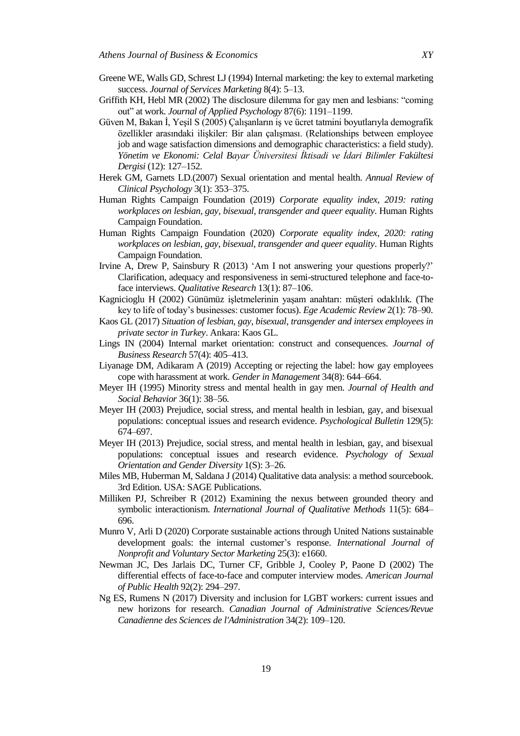Greene WE, Walls GD, Schrest LJ (1994) Internal marketing: the key to external marketing success. *Journal of Services Marketing* 8(4): 5–13.

Griffith KH, Hebl MR (2002) The disclosure dilemma for gay men and lesbians: "coming out" at work. *Journal of Applied Psychology* 87(6): 1191–1199.

Güven M, Bakan İ, Yeşil S (2005) Çalışanların iş ve ücret tatmini boyutlarıyla demografik özellikler arasındaki ilişkiler: Bir alan çalışması. (Relationships between employee job and wage satisfaction dimensions and demographic characteristics: a field study). *Yönetim ve Ekonomi: Celal Bayar Üniversitesi İktisadi ve İdari Bilimler Fakültesi Dergisi* (12): 127–152.

Herek GM, Garnets LD.(2007) Sexual orientation and mental health. *Annual Review of Clinical Psychology* 3(1): 353–375.

Human Rights Campaign Foundation (2019) *Corporate equality index, 2019: rating workplaces on lesbian, gay, bisexual, transgender and queer equality*. Human Rights Campaign Foundation.

Human Rights Campaign Foundation (2020) *Corporate equality index, 2020: rating workplaces on lesbian, gay, bisexual, transgender and queer equality*. Human Rights Campaign Foundation.

Irvine A, Drew P, Sainsbury R (2013) 'Am I not answering your questions properly?' Clarification, adequacy and responsiveness in semi-structured telephone and face-to-face interviews. *Qualitative Research* 13(1): 87–106.

Kagnicioglu H (2002) Günümüz işletmelerinin yaşam anahtarı: müşteri odaklılık. (The key to life of today's businesses: customer focus). *Ege Academic Review* 2(1): 78–90.

Kaos GL (2017) *Situation of lesbian, gay, bisexual, transgender and intersex employees in private sector in Turkey*. Ankara: Kaos GL.

Lings IN (2004) Internal market orientation: construct and consequences. *Journal of Business Research* 57(4): 405–413.

Liyanage DM, Adikaram A (2019) Accepting or rejecting the label: how gay employees cope with harassment at work. *Gender in Management* 34(8): 644–664.

Meyer IH (1995) Minority stress and mental health in gay men. *Journal of Health and Social Behavior* 36(1): 38–56.

Meyer IH (2003) Prejudice, social stress, and mental health in lesbian, gay, and bisexual populations: conceptual issues and research evidence. *Psychological Bulletin* 129(5): 674–697.

Meyer IH (2013) Prejudice, social stress, and mental health in lesbian, gay, and bisexual populations: conceptual issues and research evidence. *Psychology of Sexual Orientation and Gender Diversity* 1(S): 3–26.

Miles MB, Huberman M, Saldana J (2014) Qualitative data analysis: a method sourcebook. 3rd Edition. USA: SAGE Publications.

Milliken PJ, Schreiber R (2012) Examining the nexus between grounded theory and symbolic interactionism. *International Journal of Qualitative Methods* 11(5): 684–696.

Munro V, Arli D (2020) Corporate sustainable actions through United Nations sustainable development goals: the internal customer's response. *International Journal of Nonprofit and Voluntary Sector Marketing* 25(3): e1660.

Newman JC, Des Jarlais DC, Turner CF, Gribble J, Cooley P, Paone D (2002) The differential effects of face-to-face and computer interview modes. *American Journal of Public Health* 92(2): 294–297.

Ng ES, Rumens N (2017) Diversity and inclusion for LGBT workers: current issues and new horizons for research. *Canadian Journal of Administrative Sciences/Revue Canadienne des Sciences de l'Administration* 34(2): 109–120.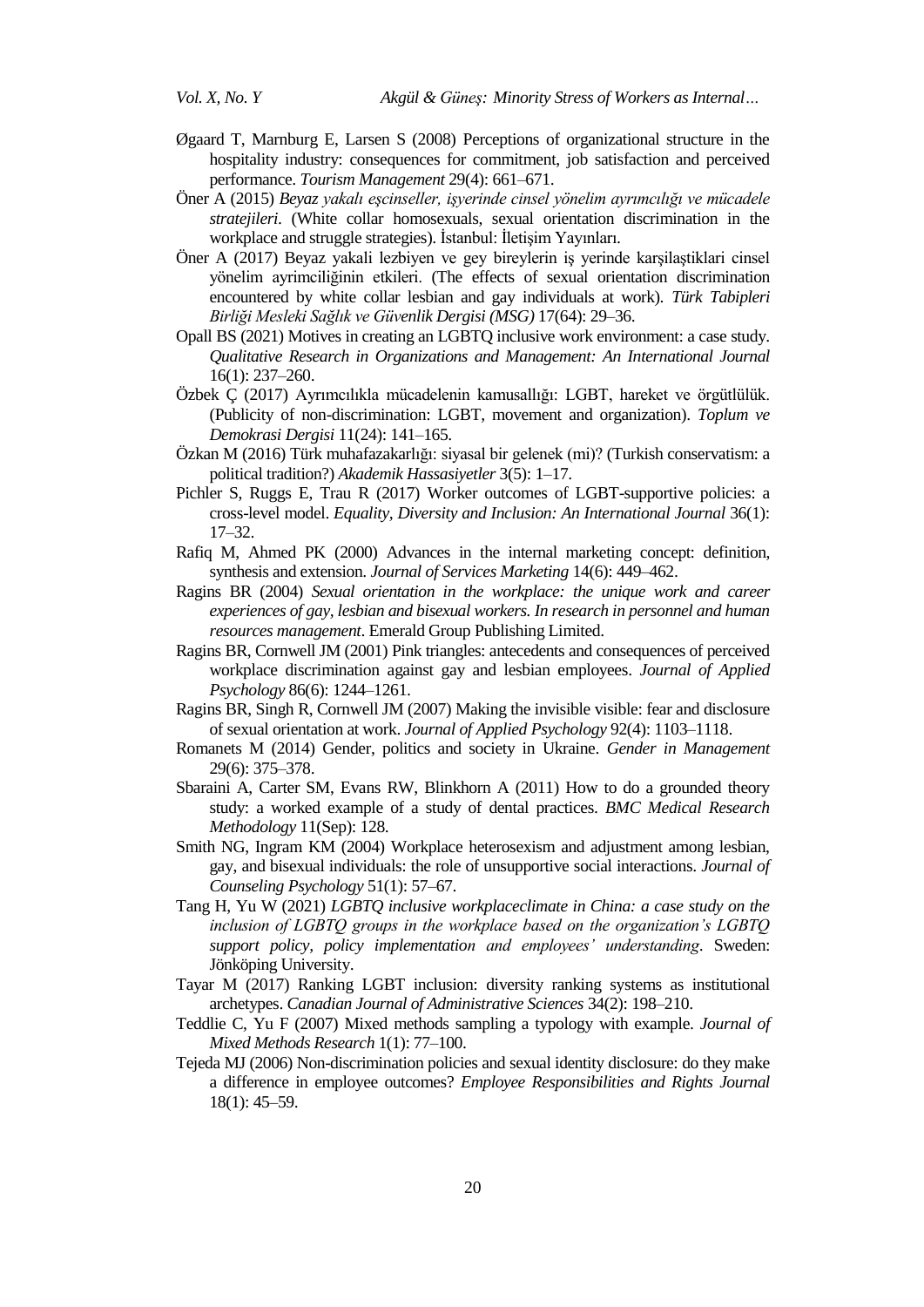Øgaard T, Marnburg E, Larsen S (2008) Perceptions of organizational structure in the hospitality industry: consequences for commitment, job satisfaction and perceived performance. *Tourism Management* 29(4): 661–671.

Öner A (2015) *Beyaz yakalı eşcinseller, işyerinde cinsel yönelim ayrımcılığı ve mücadele stratejileri*. (White collar homosexuals, sexual orientation discrimination in the workplace and struggle strategies). İstanbul: İletişim Yayınları.

Öner A (2017) Beyaz yakali lezbiyen ve gey bireylerin iş yerinde karşilaştiklari cinsel yönelim ayrimciliğinin etkileri. (The effects of sexual orientation discrimination encountered by white collar lesbian and gay individuals at work). *Türk Tabipleri Birliği Mesleki Sağlık ve Güvenlik Dergisi (MSG)* 17(64): 29–36.

Opall BS (2021) Motives in creating an LGBTQ inclusive work environment: a case study. *Qualitative Research in Organizations and Management: An International Journal* 16(1): 237–260.

Özbek Ç (2017) Ayrımcılıkla mücadelenin kamusallığı: LGBT, hareket ve örgütlülük. (Publicity of non-discrimination: LGBT, movement and organization). *Toplum ve Demokrasi Dergisi* 11(24): 141–165.

Özkan M (2016) Türk muhafazakarlığı: siyasal bir gelenek (mi)? (Turkish conservatism: a political tradition?) *Akademik Hassasiyetler* 3(5): 1–17.

Pichler S, Ruggs E, Trau R (2017) Worker outcomes of LGBT-supportive policies: a cross-level model. *Equality, Diversity and Inclusion: An International Journal* 36(1): 17–32.

Rafiq M, Ahmed PK (2000) Advances in the internal marketing concept: definition, synthesis and extension. *Journal of Services Marketing* 14(6): 449–462.

Ragins BR (2004) *Sexual orientation in the workplace: the unique work and career experiences of gay, lesbian and bisexual workers. In research in personnel and human resources management*. Emerald Group Publishing Limited.

Ragins BR, Cornwell JM (2001) Pink triangles: antecedents and consequences of perceived workplace discrimination against gay and lesbian employees. *Journal of Applied Psychology* 86(6): 1244–1261.

Ragins BR, Singh R, Cornwell JM (2007) Making the invisible visible: fear and disclosure of sexual orientation at work. *Journal of Applied Psychology* 92(4): 1103–1118.

Romanets M (2014) Gender, politics and society in Ukraine. *Gender in Management* 29(6): 375–378.

Sbaraini A, Carter SM, Evans RW, Blinkhorn A (2011) How to do a grounded theory study: a worked example of a study of dental practices. *BMC Medical Research Methodology* 11(Sep): 128.

Smith NG, Ingram KM (2004) Workplace heterosexism and adjustment among lesbian, gay, and bisexual individuals: the role of unsupportive social interactions. *Journal of Counseling Psychology* 51(1): 57–67.

Tang H, Yu W (2021) *LGBTQ inclusive workplaceclimate in China: a case study on the inclusion of LGBTQ groups in the workplace based on the organization's LGBTQ support policy, policy implementation and employees' understanding*. Sweden: Jönköping University.

Tayar M (2017) Ranking LGBT inclusion: diversity ranking systems as institutional archetypes. *Canadian Journal of Administrative Sciences* 34(2): 198–210.

Teddlie C, Yu F (2007) Mixed methods sampling a typology with example. *Journal of Mixed Methods Research* 1(1): 77–100.

Tejeda MJ (2006) Non-discrimination policies and sexual identity disclosure: do they make a difference in employee outcomes? *Employee Responsibilities and Rights Journal* 18(1): 45–59.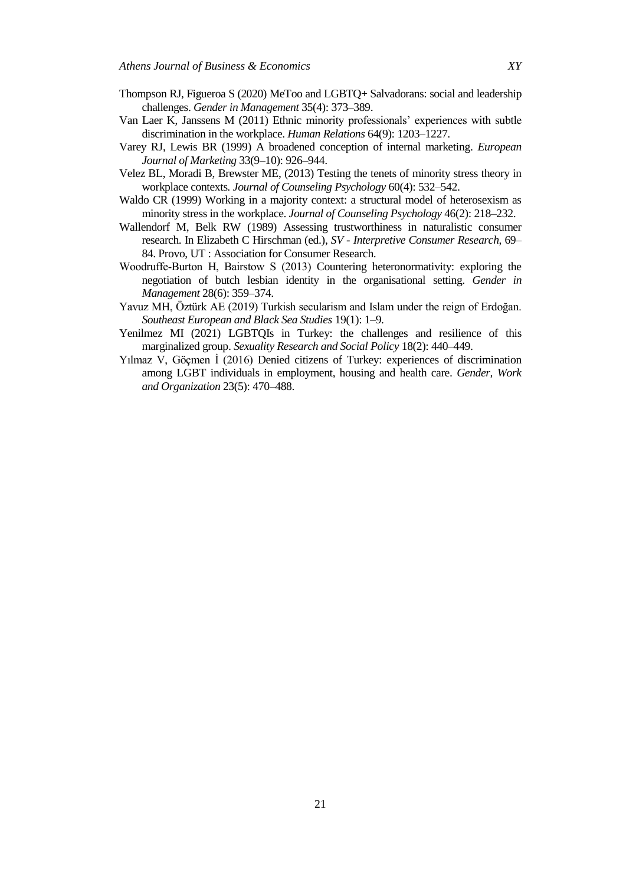Thompson RJ, Figueroa S (2020) MeToo and LGBTQ+ Salvadorans: social and leadership challenges. *Gender in Management* 35(4): 373–389.

Van Laer K, Janssens M (2011) Ethnic minority professionals' experiences with subtle discrimination in the workplace. *Human Relations* 64(9): 1203–1227.

Varey RJ, Lewis BR (1999) A broadened conception of internal marketing. *European Journal of Marketing* 33(9–10): 926–944.

Velez BL, Moradi B, Brewster ME, (2013) Testing the tenets of minority stress theory in workplace contexts. *Journal of Counseling Psychology* 60(4): 532–542.

Waldo CR (1999) Working in a majority context: a structural model of heterosexism as minority stress in the workplace. *Journal of Counseling Psychology* 46(2): 218–232.

Wallendorf M, Belk RW (1989) Assessing trustworthiness in naturalistic consumer research. In Elizabeth C Hirschman (ed.), *SV - Interpretive Consumer Research*, 69–84. Provo, UT : Association for Consumer Research.

Woodruffe-Burton H, Bairstow S (2013) Countering heteronormativity: exploring the negotiation of butch lesbian identity in the organisational setting. *Gender in Management* 28(6): 359–374.

Yavuz MH, Öztürk AE (2019) Turkish secularism and Islam under the reign of Erdoğan. *Southeast European and Black Sea Studies* 19(1): 1–9.

Yenilmez MI (2021) LGBTQIs in Turkey: the challenges and resilience of this marginalized group. *Sexuality Research and Social Policy* 18(2): 440–449.

Yılmaz V, Göçmen İ (2016) Denied citizens of Turkey: experiences of discrimination among LGBT individuals in employment, housing and health care. *Gender, Work and Organization* 23(5): 470–488.